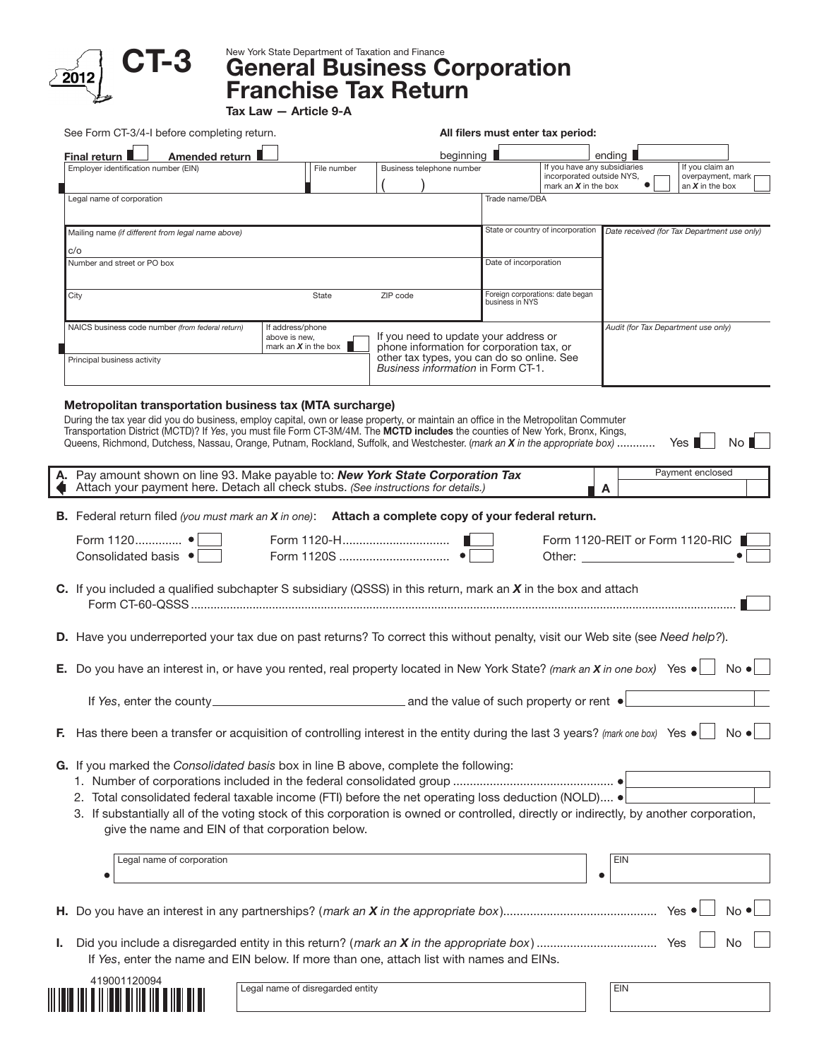# CT-3 2012

New York State Department of Taxation and Finance

# General Business Corporation Franchise Tax Return

**Tax Law — Article 9-A**

See Form CT-3/4-I before completing return.

**All filers must enter tax period:**

**Final return** ☐ **Amended return** ☐ beginning ☐ ending ☐

| Employer identification number (EIN) | File number | Business telephone number ( ) | If you have any subsidiaries incorporated outside NYS, mark an *X* in the box ☐ | If you claim an overpayment, mark an *X* in the box ☐ |
|---|---|---|---|---|

| Legal name of corporation | Trade name/DBA | |
|---|---|---|
| Mailing name *(if different from legal name above)* c/o | State or country of incorporation | *Date received (for Tax Department use only)* |
| Number and street or PO box | Date of incorporation | |
| City / State / ZIP code | Foreign corporations: date began business in NYS | |
| NAICS business code number *(from federal return)* / If address/phone above is new, mark an *X* in the box ☐ | If you need to update your address or phone information for corporation tax, or other tax types, you can do so online. See *Business information* in Form CT-1. | *Audit (for Tax Department use only)* |
| Principal business activity | | |

### Metropolitan transportation business tax (MTA surcharge)

During the tax year did you do business, employ capital, own or lease property, or maintain an office in the Metropolitan Commuter Transportation District (MCTD)? If *Yes*, you must file Form CT-3M/4M. The **MCTD includes** the counties of New York, Bronx, Kings, Queens, Richmond, Dutchess, Nassau, Orange, Putnam, Rockland, Suffolk, and Westchester. *(mark an X in the appropriate box)* ........... Yes ☐ No ☐

**A.** Pay amount shown on line 93. Make payable to: ***New York State Corporation Tax***
Attach your payment here. Detach all check stubs. *(See instructions for details.)* **A** Payment enclosed ☐

**B.** Federal return filed *(you must mark an X in one)*: **Attach a complete copy of your federal return.**

Form 1120 ☐ Form 1120-H ☐ Form 1120-REIT or Form 1120-RIC ☐
Consolidated basis ☐ Form 1120S ☐ Other: ________ ☐

**C.** If you included a qualified subchapter S subsidiary (QSSS) in this return, mark an *X* in the box and attach Form CT-60-QSSS ☐

**D.** Have you underreported your tax due on past returns? To correct this without penalty, visit our Web site (see *Need help?*).

**E.** Do you have an interest in, or have you rented, real property located in New York State? *(mark an X in one box)* Yes ☐ No ☐

If *Yes*, enter the county ________ and the value of such property or rent ☐

**F.** Has there been a transfer or acquisition of controlling interest in the entity during the last 3 years? *(mark one box)* Yes ☐ No ☐

**G.** If you marked the *Consolidated basis* box in line B above, complete the following:

1. Number of corporations included in the federal consolidated group ☐
2. Total consolidated federal taxable income (FTI) before the net operating loss deduction (NOLD) ☐
3. If substantially all of the voting stock of this corporation is owned or controlled, directly or indirectly, by another corporation, give the name and EIN of that corporation below.

| Legal name of corporation | EIN |
|---|---|
| | |

**H.** Do you have an interest in any partnerships? *(mark an X in the appropriate box)* Yes ☐ No ☐

**I.** Did you include a disregarded entity in this return? *(mark an X in the appropriate box)* Yes ☐ No ☐
If *Yes*, enter the name and EIN below. If more than one, attach list with names and EINs.

| Legal name of disregarded entity | EIN |
|---|---|
| | |

419001120094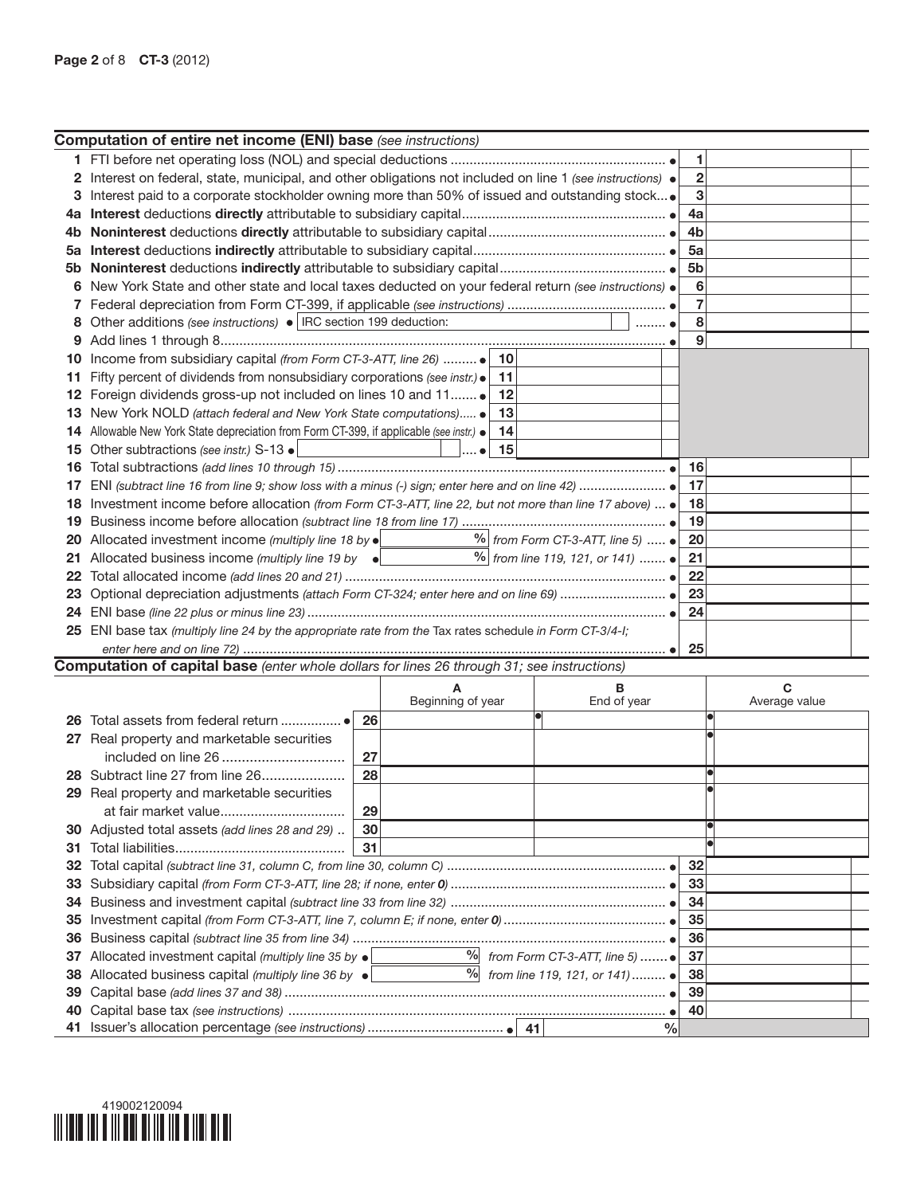## Computation of entire net income (ENI) base *(see instructions)*

| Line | Description | | | Line | Amount |
|---|---|---|---|---|---|
| 1 | FTI before net operating loss (NOL) and special deductions ● | | | 1 | |
| 2 | Interest on federal, state, municipal, and other obligations not included on line 1 *(see instructions)* ● | | | 2 | |
| 3 | Interest paid to a corporate stockholder owning more than 50% of issued and outstanding stock ● | | | 3 | |
| 4a | **Interest** deductions **directly** attributable to subsidiary capital ● | | | 4a | |
| 4b | **Noninterest** deductions **directly** attributable to subsidiary capital ● | | | 4b | |
| 5a | **Interest** deductions **indirectly** attributable to subsidiary capital ● | | | 5a | |
| 5b | **Noninterest** deductions **indirectly** attributable to subsidiary capital ● | | | 5b | |
| 6 | New York State and other state and local taxes deducted on your federal return *(see instructions)* ● | | | 6 | |
| 7 | Federal depreciation from Form CT-399, if applicable *(see instructions)* ● | | | 7 | |
| 8 | Other additions *(see instructions)* ● IRC section 199 deduction: ● | | | 8 | |
| 9 | Add lines 1 through 8 ● | | | 9 | |
| 10 | Income from subsidiary capital *(from Form CT-3-ATT, line 26)* ● | 10 | | | |
| 11 | Fifty percent of dividends from nonsubsidiary corporations *(see instr.)* ● | 11 | | | |
| 12 | Foreign dividends gross-up not included on lines 10 and 11 ● | 12 | | | |
| 13 | New York NOLD *(attach federal and New York State computations)* ● | 13 | | | |
| 14 | Allowable New York State depreciation from Form CT-399, if applicable *(see instr.)* ● | 14 | | | |
| 15 | Other subtractions *(see instr.)* S-13 ● | 15 | | | |
| 16 | Total subtractions *(add lines 10 through 15)* ● | | | 16 | |
| 17 | ENI *(subtract line 16 from line 9; show loss with a minus (-) sign; enter here and on line 42)* ● | | | 17 | |
| 18 | Investment income before allocation *(from Form CT-3-ATT, line 22, but not more than line 17 above)* ● | | | 18 | |
| 19 | Business income before allocation *(subtract line 18 from line 17)* ● | | | 19 | |
| 20 | Allocated investment income *(multiply line 18 by* ● ___ % *from Form CT-3-ATT, line 5)* ● | | | 20 | |
| 21 | Allocated business income *(multiply line 19 by* ● ___ % *from line 119, 121, or 141)* ● | | | 21 | |
| 22 | Total allocated income *(add lines 20 and 21)* ● | | | 22 | |
| 23 | Optional depreciation adjustments *(attach Form CT-324; enter here and on line 69)* ● | | | 23 | |
| 24 | ENI base *(line 22 plus or minus line 23)* ● | | | 24 | |
| 25 | ENI base tax *(multiply line 24 by the appropriate rate from the* Tax rates schedule *in Form CT-3/4-I; enter here and on line 72)* ● | | | 25 | |

## Computation of capital base *(enter whole dollars for lines 26 through 31; see instructions)*

| Line | Description | A Beginning of year | B End of year | C Average value |
|---|---|---|---|---|
| 26 | Total assets from federal return ● | | ● | ● |
| 27 | Real property and marketable securities included on line 26 | | | ● |
| 28 | Subtract line 27 from line 26 | | | ● |
| 29 | Real property and marketable securities at fair market value | | | ● |
| 30 | Adjusted total assets *(add lines 28 and 29)* | | | ● |
| 31 | Total liabilities | | | ● |

| Line | Description | Line | Amount |
|---|---|---|---|
| 32 | Total capital *(subtract line 31, column C, from line 30, column C)* ● | 32 | |
| 33 | Subsidiary capital *(from Form CT-3-ATT, line 28; if none, enter **0**)* ● | 33 | |
| 34 | Business and investment capital *(subtract line 33 from line 32)* ● | 34 | |
| 35 | Investment capital *(from Form CT-3-ATT, line 7, column E; if none, enter **0**)* ● | 35 | |
| 36 | Business capital *(subtract line 35 from line 34)* ● | 36 | |
| 37 | Allocated investment capital *(multiply line 35 by* ● ___ % *from Form CT-3-ATT, line 5)* ● | 37 | |
| 38 | Allocated business capital *(multiply line 36 by* ● ___ % *from line 119, 121, or 141)* ● | 38 | |
| 39 | Capital base *(add lines 37 and 38)* ● | 39 | |
| 40 | Capital base tax *(see instructions)* ● | 40 | |
| 41 | Issuer's allocation percentage *(see instructions)* ● | 41 | % |

419002120094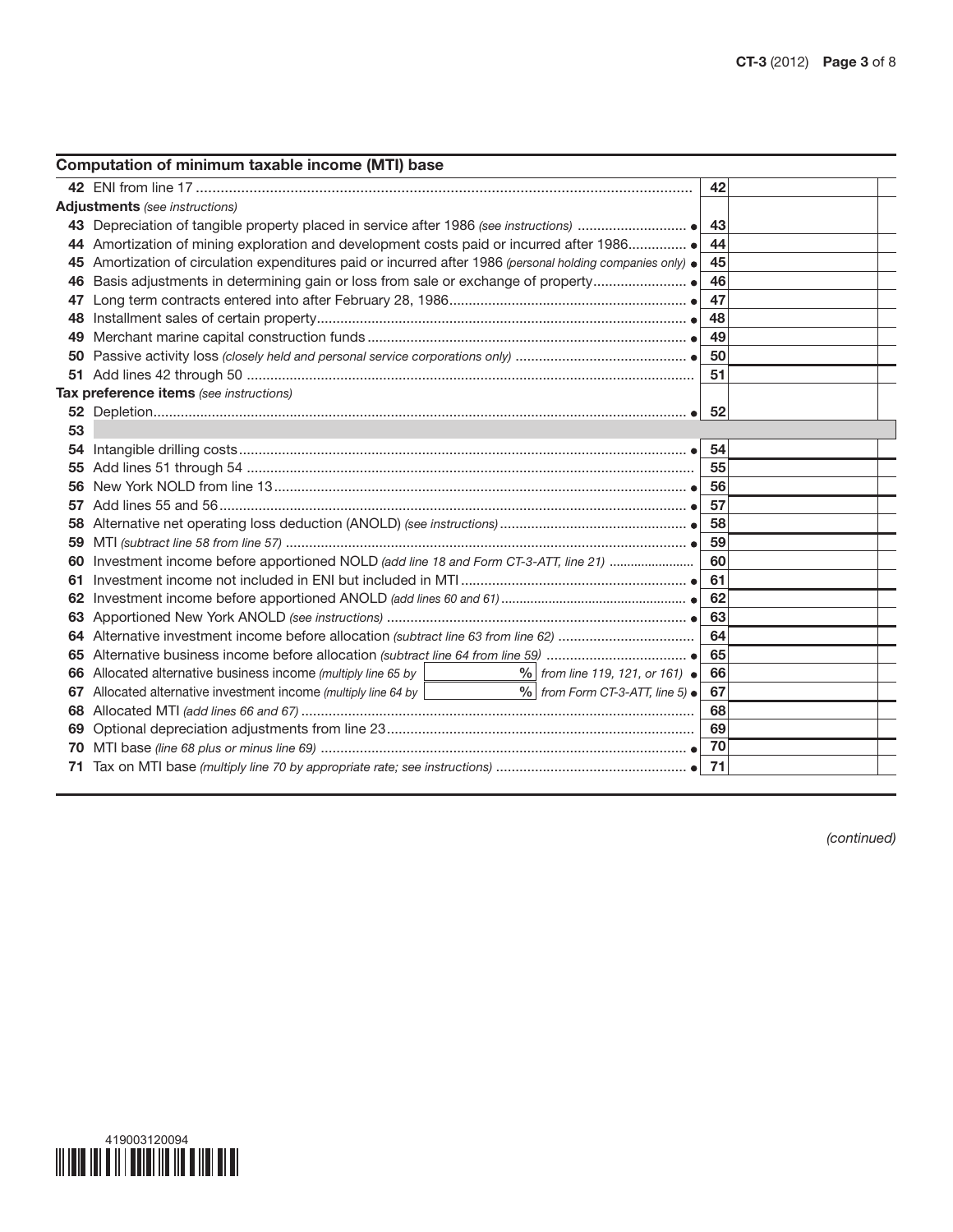## Computation of minimum taxable income (MTI) base

| Line | Description | Line | Amount |
|---|---|---|---|
| 42 | ENI from line 17 | 42 | |
| | **Adjustments** *(see instructions)* | | |
| 43 | Depreciation of tangible property placed in service after 1986 *(see instructions)* ● | 43 | |
| 44 | Amortization of mining exploration and development costs paid or incurred after 1986 ● | 44 | |
| 45 | Amortization of circulation expenditures paid or incurred after 1986 *(personal holding companies only)* ● | 45 | |
| 46 | Basis adjustments in determining gain or loss from sale or exchange of property ● | 46 | |
| 47 | Long term contracts entered into after February 28, 1986 ● | 47 | |
| 48 | Installment sales of certain property ● | 48 | |
| 49 | Merchant marine capital construction funds ● | 49 | |
| 50 | Passive activity loss *(closely held and personal service corporations only)* ● | 50 | |
| 51 | Add lines 42 through 50 | 51 | |
| | **Tax preference items** *(see instructions)* | | |
| 52 | Depletion ● | 52 | |
| 53 | | | |
| 54 | Intangible drilling costs ● | 54 | |
| 55 | Add lines 51 through 54 | 55 | |
| 56 | New York NOLD from line 13 ● | 56 | |
| 57 | Add lines 55 and 56 ● | 57 | |
| 58 | Alternative net operating loss deduction (ANOLD) *(see instructions)* ● | 58 | |
| 59 | MTI *(subtract line 58 from line 57)* ● | 59 | |
| 60 | Investment income before apportioned NOLD *(add line 18 and Form CT-3-ATT, line 21)* | 60 | |
| 61 | Investment income not included in ENI but included in MTI ● | 61 | |
| 62 | Investment income before apportioned ANOLD *(add lines 60 and 61)* ● | 62 | |
| 63 | Apportioned New York ANOLD *(see instructions)* ● | 63 | |
| 64 | Alternative investment income before allocation *(subtract line 63 from line 62)* | 64 | |
| 65 | Alternative business income before allocation *(subtract line 64 from line 59)* ● | 65 | |
| 66 | Allocated alternative business income *(multiply line 65 by* ___ **%** *from line 119, 121, or 161)* ● | 66 | |
| 67 | Allocated alternative investment income *(multiply line 64 by* ___ **%** *from Form CT-3-ATT, line 5)* ● | 67 | |
| 68 | Allocated MTI *(add lines 66 and 67)* | 68 | |
| 69 | Optional depreciation adjustments from line 23 | 69 | |
| 70 | MTI base *(line 68 plus or minus line 69)* ● | 70 | |
| 71 | Tax on MTI base *(multiply line 70 by appropriate rate; see instructions)* ● | 71 | |

*(continued)*

419003120094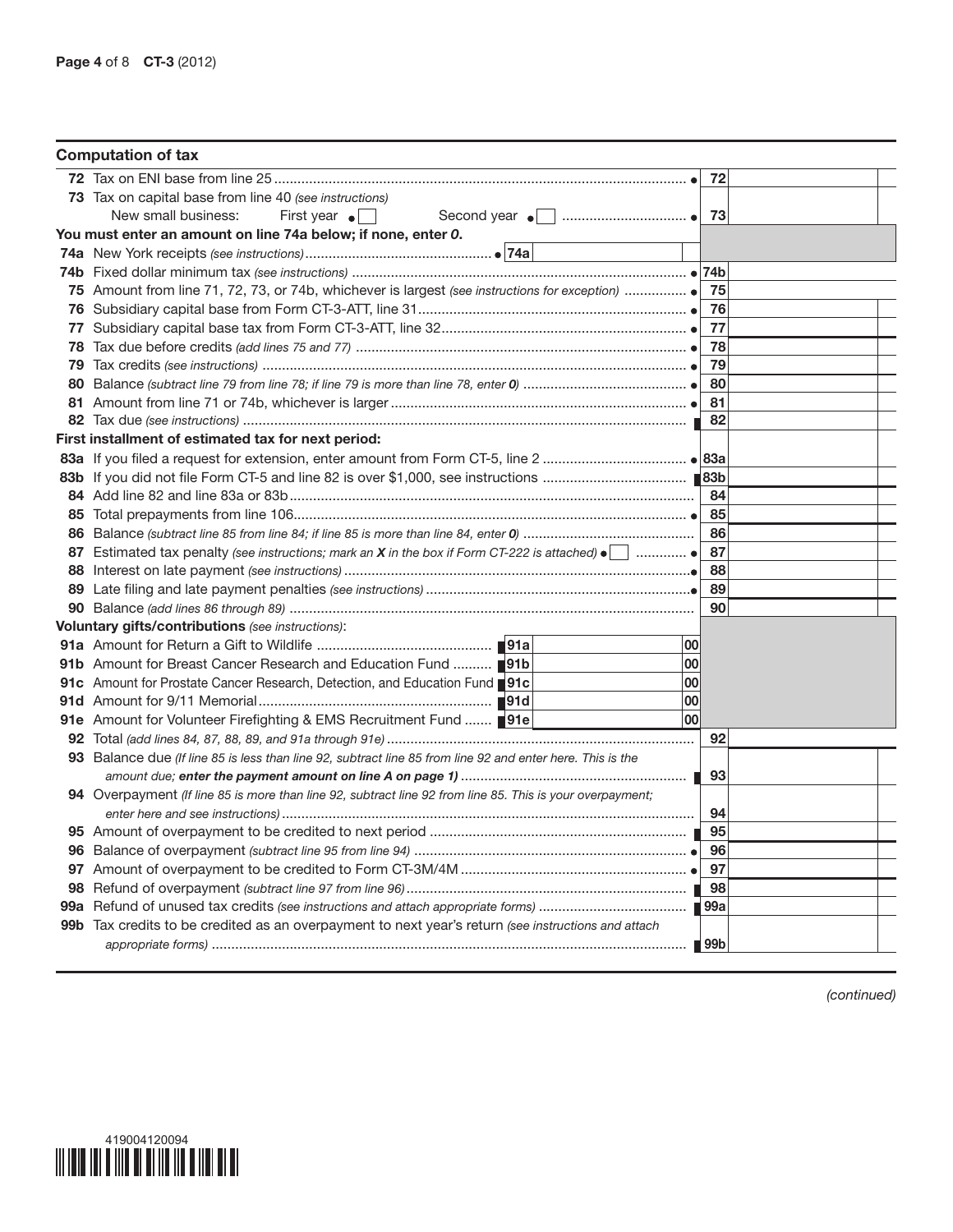## Computation of tax

| Line | Description | Line no. | Amount |
|---|---|---|---|
| 72 | Tax on ENI base from line 25 | 72 | |
| 73 | Tax on capital base from line 40 *(see instructions)* New small business: First year ☐ Second year ☐ | 73 | |
| | **You must enter an amount on line 74a below; if none, enter *0*.** | | |
| 74a | New York receipts *(see instructions)* | 74a | |
| 74b | Fixed dollar minimum tax *(see instructions)* | 74b | |
| 75 | Amount from line 71, 72, 73, or 74b, whichever is largest *(see instructions for exception)* | 75 | |
| 76 | Subsidiary capital base from Form CT-3-ATT, line 31 | 76 | |
| 77 | Subsidiary capital base tax from Form CT-3-ATT, line 32 | 77 | |
| 78 | Tax due before credits *(add lines 75 and 77)* | 78 | |
| 79 | Tax credits *(see instructions)* | 79 | |
| 80 | Balance *(subtract line 79 from line 78; if line 79 is more than line 78, enter 0)* | 80 | |
| 81 | Amount from line 71 or 74b, whichever is larger | 81 | |
| 82 | Tax due *(see instructions)* | 82 | |
| | **First installment of estimated tax for next period:** | | |
| 83a | If you filed a request for extension, enter amount from Form CT-5, line 2 | 83a | |
| 83b | If you did not file Form CT-5 and line 82 is over $1,000, see instructions | 83b | |
| 84 | Add line 82 and line 83a or 83b | 84 | |
| 85 | Total prepayments from line 106 | 85 | |
| 86 | Balance *(subtract line 85 from line 84; if line 85 is more than line 84, enter 0)* | 86 | |
| 87 | Estimated tax penalty *(see instructions; mark an **X** in the box if Form CT-222 is attached)* ☐ | 87 | |
| 88 | Interest on late payment *(see instructions)* | 88 | |
| 89 | Late filing and late payment penalties *(see instructions)* | 89 | |
| 90 | Balance *(add lines 86 through 89)* | 90 | |
| | **Voluntary gifts/contributions** *(see instructions)*: | | |
| 91a | Amount for Return a Gift to Wildlife | 91a | 00 |
| 91b | Amount for Breast Cancer Research and Education Fund | 91b | 00 |
| 91c | Amount for Prostate Cancer Research, Detection, and Education Fund | 91c | 00 |
| 91d | Amount for 9/11 Memorial | 91d | 00 |
| 91e | Amount for Volunteer Firefighting & EMS Recruitment Fund | 91e | 00 |
| 92 | Total *(add lines 84, 87, 88, 89, and 91a through 91e)* | 92 | |
| 93 | Balance due *(If line 85 is less than line 92, subtract line 85 from line 92 and enter here. This is the amount due; **enter the payment amount on line A on page 1**)* | 93 | |
| 94 | Overpayment *(If line 85 is more than line 92, subtract line 92 from line 85. This is your overpayment; enter here and see instructions)* | 94 | |
| 95 | Amount of overpayment to be credited to next period | 95 | |
| 96 | Balance of overpayment *(subtract line 95 from line 94)* | 96 | |
| 97 | Amount of overpayment to be credited to Form CT-3M/4M | 97 | |
| 98 | Refund of overpayment *(subtract line 97 from line 96)* | 98 | |
| 99a | Refund of unused tax credits *(see instructions and attach appropriate forms)* | 99a | |
| 99b | Tax credits to be credited as an overpayment to next year's return *(see instructions and attach appropriate forms)* | 99b | |

*(continued)*

419004120094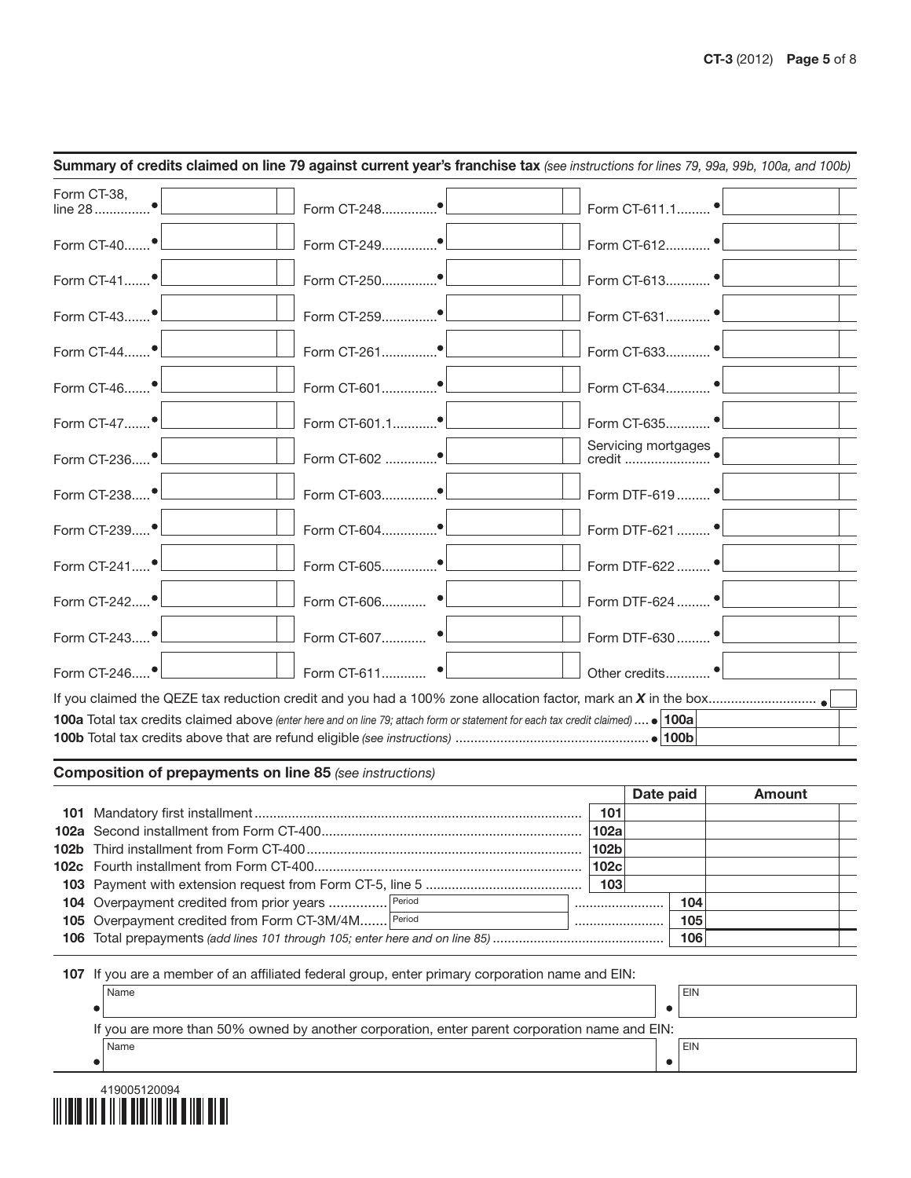**Summary of credits claimed on line 79 against current year's franchise tax** *(see instructions for lines 79, 99a, 99b, 100a, and 100b)*

| Form | Amount | Form | Amount | Form | Amount |
|---|---|---|---|---|---|
| Form CT-38, line 28 | | Form CT-248 | | Form CT-611.1 | |
| Form CT-40 | | Form CT-249 | | Form CT-612 | |
| Form CT-41 | | Form CT-250 | | Form CT-613 | |
| Form CT-43 | | Form CT-259 | | Form CT-631 | |
| Form CT-44 | | Form CT-261 | | Form CT-633 | |
| Form CT-46 | | Form CT-601 | | Form CT-634 | |
| Form CT-47 | | Form CT-601.1 | | Form CT-635 | |
| Form CT-236 | | Form CT-602 | | Servicing mortgages credit | |
| Form CT-238 | | Form CT-603 | | Form DTF-619 | |
| Form CT-239 | | Form CT-604 | | Form DTF-621 | |
| Form CT-241 | | Form CT-605 | | Form DTF-622 | |
| Form CT-242 | | Form CT-606 | | Form DTF-624 | |
| Form CT-243 | | Form CT-607 | | Form DTF-630 | |
| Form CT-246 | | Form CT-611 | | Other credits | |

If you claimed the QEZE tax reduction credit and you had a 100% zone allocation factor, mark an ***X*** in the box ☐

**100a** Total tax credits claimed above *(enter here and on line 79; attach form or statement for each tax credit claimed)* **100a**

**100b** Total tax credits above that are refund eligible *(see instructions)* **100b**

**Composition of prepayments on line 85** *(see instructions)*

| | | Line | Date paid | Amount |
|---|---|---|---|---|
| **101** | Mandatory first installment | 101 | | |
| **102a** | Second installment from Form CT-400 | 102a | | |
| **102b** | Third installment from Form CT-400 | 102b | | |
| **102c** | Fourth installment from Form CT-400 | 102c | | |
| **103** | Payment with extension request from Form CT-5, line 5 | 103 | | |
| **104** | Overpayment credited from prior years — Period | | 104 | |
| **105** | Overpayment credited from Form CT-3M/4M — Period | | 105 | |
| **106** | Total prepayments *(add lines 101 through 105; enter here and on line 85)* | | 106 | |

**107** If you are a member of an affiliated federal group, enter primary corporation name and EIN:

| Name | EIN |
|---|---|
| | |

If you are more than 50% owned by another corporation, enter parent corporation name and EIN:

| Name | EIN |
|---|---|
| | |

419005120094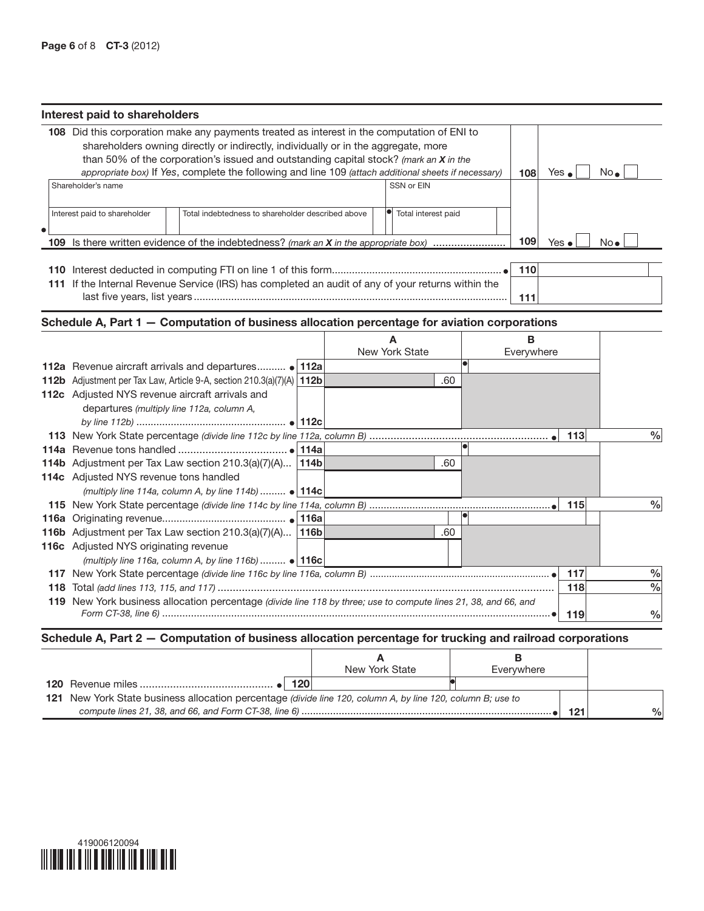## Interest paid to shareholders

**108** Did this corporation make any payments treated as interest in the computation of ENI to shareholders owning directly or indirectly, individually or in the aggregate, more than 50% of the corporation's issued and outstanding capital stock? *(mark an X in the appropriate box)* If *Yes*, complete the following and line 109 *(attach additional sheets if necessary)* | **108** | Yes ☐ No ☐

| Shareholder's name | | SSN or EIN |
|---|---|---|
| | | |

| Interest paid to shareholder | Total indebtedness to shareholder described above | Total interest paid |
|---|---|---|
| | | |

**109** Is there written evidence of the indebtedness? *(mark an X in the appropriate box)* | **109** | Yes ☐ No ☐

**110** Interest deducted in computing FTI on line 1 of this form | **110** |

**111** If the Internal Revenue Service (IRS) has completed an audit of any of your returns within the last five years, list years | **111** |

## Schedule A, Part 1 — Computation of business allocation percentage for aviation corporations

| | | A New York State | B Everywhere | | |
|---|---|---|---|---|---|
| **112a** Revenue aircraft arrivals and departures | **112a** | | | | |
| **112b** Adjustment per Tax Law, Article 9-A, section 210.3(a)(7)(A) | **112b** | .60 | | | |
| **112c** Adjusted NYS revenue aircraft arrivals and departures *(multiply line 112a, column A, by line 112b)* | **112c** | | | | |
| **113** New York State percentage *(divide line 112c by line 112a, column B)* | | | | **113** | % |
| **114a** Revenue tons handled | **114a** | | | | |
| **114b** Adjustment per Tax Law section 210.3(a)(7)(A) | **114b** | .60 | | | |
| **114c** Adjusted NYS revenue tons handled *(multiply line 114a, column A, by line 114b)* | **114c** | | | | |
| **115** New York State percentage *(divide line 114c by line 114a, column B)* | | | | **115** | % |
| **116a** Originating revenue | **116a** | | | | |
| **116b** Adjustment per Tax Law section 210.3(a)(7)(A) | **116b** | .60 | | | |
| **116c** Adjusted NYS originating revenue *(multiply line 116a, column A, by line 116b)* | **116c** | | | | |
| **117** New York State percentage *(divide line 116c by line 116a, column B)* | | | | **117** | % |
| **118** Total *(add lines 113, 115, and 117)* | | | | **118** | % |
| **119** New York business allocation percentage *(divide line 118 by three; use to compute lines 21, 38, and 66, and Form CT-38, line 6)* | | | | **119** | % |

## Schedule A, Part 2 — Computation of business allocation percentage for trucking and railroad corporations

| | | A New York State | B Everywhere | | |
|---|---|---|---|---|---|
| **120** Revenue miles | **120** | | | | |
| **121** New York State business allocation percentage *(divide line 120, column A, by line 120, column B; use to compute lines 21, 38, and 66, and Form CT-38, line 6)* | | | | **121** | % |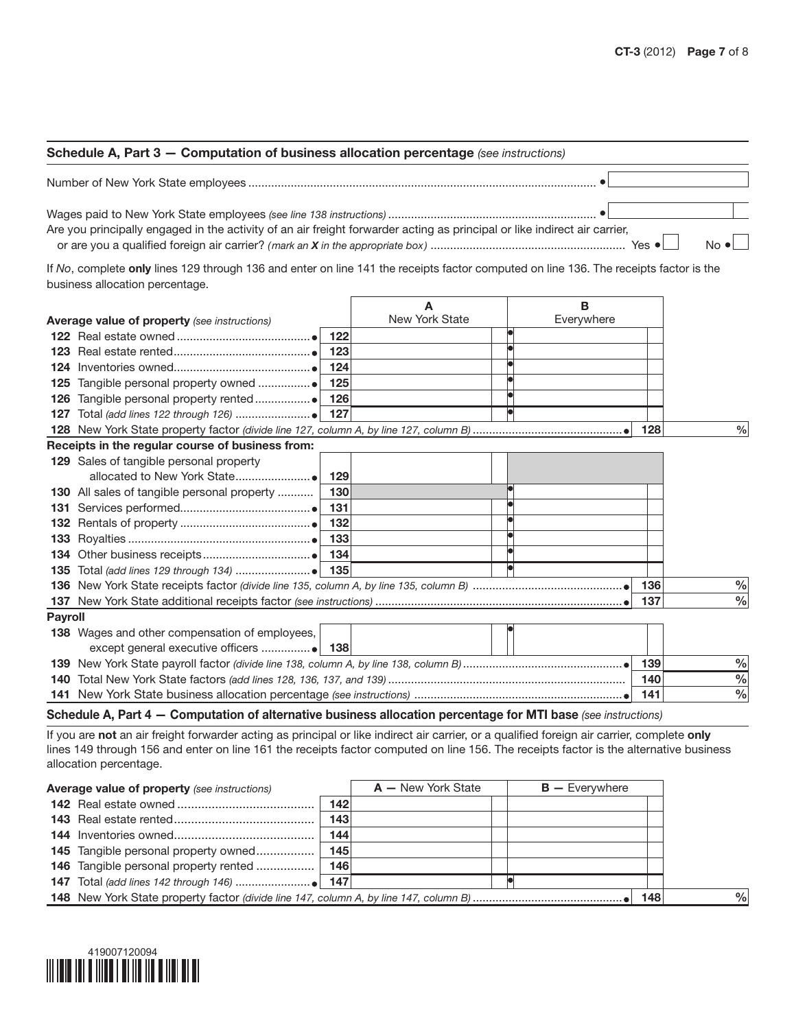## Schedule A, Part 3 — Computation of business allocation percentage *(see instructions)*

Number of New York State employees ........................................................................................................... •

Wages paid to New York State employees *(see line 138 instructions)* ............................................................... •

Are you principally engaged in the activity of an air freight forwarder acting as principal or like indirect air carrier, or are you a qualified foreign air carrier? *(mark an X in the appropriate box)* ............................................................ Yes • ☐ No • ☐

If *No*, complete **only** lines 129 through 136 and enter on line 141 the receipts factor computed on line 136. The receipts factor is the business allocation percentage.

| Average value of property *(see instructions)* | | A New York State | B Everywhere | | |
|---|---|---|---|---|---|
| 122 Real estate owned ........................................ • | 122 | | • | | |
| 123 Real estate rented......................................... • | 123 | | • | | |
| 124 Inventories owned......................................... • | 124 | | • | | |
| 125 Tangible personal property owned ................ • | 125 | | • | | |
| 126 Tangible personal property rented ................. • | 126 | | • | | |
| 127 Total *(add lines 122 through 126)* ....................... • | 127 | | • | | |
| 128 New York State property factor *(divide line 127, column A, by line 127, column B)* ............................................. • | | | | 128 | % |
| **Receipts in the regular course of business from:** | | | | | |
| 129 Sales of tangible personal property allocated to New York State...................... • | 129 | | | | |
| 130 All sales of tangible personal property ........... | 130 | | • | | |
| 131 Services performed....................................... • | 131 | | • | | |
| 132 Rentals of property ....................................... • | 132 | | • | | |
| 133 Royalties ....................................................... • | 133 | | • | | |
| 134 Other business receipts................................. • | 134 | | • | | |
| 135 Total *(add lines 129 through 134)* ....................... • | 135 | | • | | |
| 136 New York State receipts factor *(divide line 135, column A, by line 135, column B)* ............................................. • | | | | 136 | % |
| 137 New York State additional receipts factor *(see instructions)* ........................................................................... • | | | | 137 | % |
| **Payroll** | | | | | |
| 138 Wages and other compensation of employees, except general executive officers ............... • | 138 | | • | | |
| 139 New York State payroll factor *(divide line 138, column A, by line 138, column B)* ................................................ • | | | | 139 | % |
| 140 Total New York State factors *(add lines 128, 136, 137, and 139)* ........................................................................ | | | | 140 | % |
| 141 New York State business allocation percentage *(see instructions)* ................................................................ • | | | | 141 | % |

## Schedule A, Part 4 — Computation of alternative business allocation percentage for MTI base *(see instructions)*

If you are **not** an air freight forwarder acting as principal or like indirect air carrier, or a qualified foreign air carrier, complete **only** lines 149 through 156 and enter on line 161 the receipts factor computed on line 156. The receipts factor is the alternative business allocation percentage.

| Average value of property *(see instructions)* | | A — New York State | B — Everywhere | | |
|---|---|---|---|---|---|
| 142 Real estate owned ........................................ | 142 | | | | |
| 143 Real estate rented......................................... | 143 | | | | |
| 144 Inventories owned......................................... | 144 | | | | |
| 145 Tangible personal property owned................. | 145 | | | | |
| 146 Tangible personal property rented ................. | 146 | | | | |
| 147 Total *(add lines 142 through 146)* ....................... • | 147 | | • | | |
| 148 New York State property factor *(divide line 147, column A, by line 147, column B)* ............................................. • | | | | 148 | % |

419007120094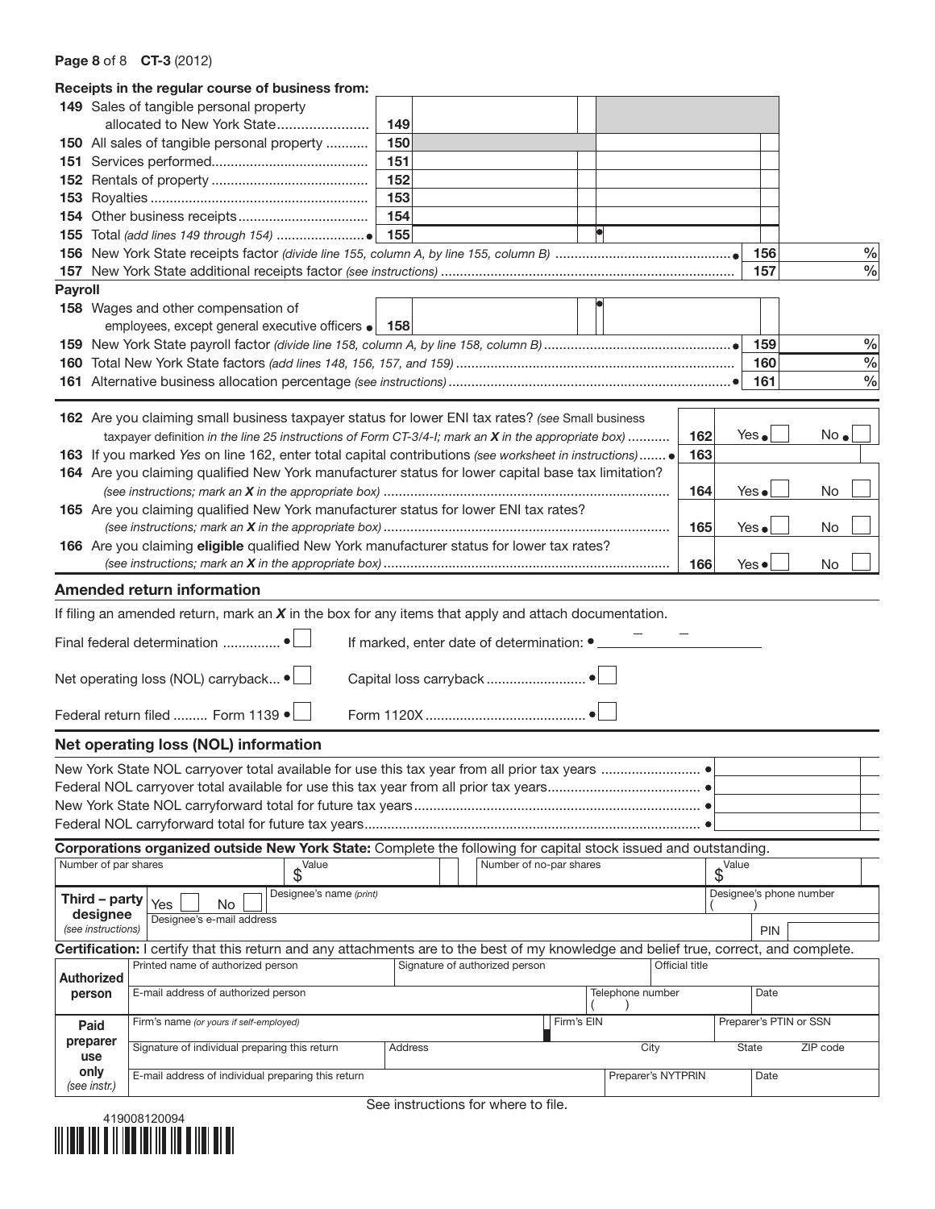**Receipts in the regular course of business from:**

| | | A – New York State | B – Everywhere | | |
|---|---|---|---|---|---|
| 149 Sales of tangible personal property allocated to New York State | 149 | | | | |
| 150 All sales of tangible personal property | 150 | | | | |
| 151 Services performed | 151 | | | | |
| 152 Rentals of property | 152 | | | | |
| 153 Royalties | 153 | | | | |
| 154 Other business receipts | 154 | | | | |
| 155 Total *(add lines 149 through 154)* • | 155 | | • | | |
| 156 New York State receipts factor *(divide line 155, column A, by line 155, column B)* • | | | | 156 | % |
| 157 New York State additional receipts factor *(see instructions)* | | | | 157 | % |

**Payroll**

| | | | | | |
|---|---|---|---|---|---|
| 158 Wages and other compensation of employees, except general executive officers • | 158 | | • | | |
| 159 New York State payroll factor *(divide line 158, column A, by line 158, column B)* • | | | | 159 | % |
| 160 Total New York State factors *(add lines 148, 156, 157, and 159)* | | | | 160 | % |
| 161 Alternative business allocation percentage *(see instructions)* • | | | | 161 | % |

| | | | |
|---|---|---|---|
| 162 Are you claiming small business taxpayer status for lower ENI tax rates? *(see* Small business *taxpayer definition in the line 25 instructions of Form CT-3/4-I; mark an **X** in the appropriate box)* | 162 | Yes • ☐ | No • ☐ |
| 163 If you marked *Yes* on line 162, enter total capital contributions *(see worksheet in instructions)* • | 163 | | |
| 164 Are you claiming qualified New York manufacturer status for lower capital base tax limitation? *(see instructions; mark an **X** in the appropriate box)* | 164 | Yes • ☐ | No ☐ |
| 165 Are you claiming qualified New York manufacturer status for lower ENI tax rates? *(see instructions; mark an **X** in the appropriate box)* | 165 | Yes • ☐ | No ☐ |
| 166 Are you claiming **eligible** qualified New York manufacturer status for lower tax rates? *(see instructions; mark an **X** in the appropriate box)* | 166 | Yes • ☐ | No ☐ |

## Amended return information

If filing an amended return, mark an ***X*** in the box for any items that apply and attach documentation.

Final federal determination • ☐ If marked, enter date of determination: • ____ – ____ – ____

Net operating loss (NOL) carryback • ☐ Capital loss carryback • ☐

Federal return filed Form 1139 • ☐ Form 1120X • ☐

## Net operating loss (NOL) information

| | |
|---|---|
| New York State NOL carryover total available for use this tax year from all prior tax years • | |
| Federal NOL carryover total available for use this tax year from all prior tax years • | |
| New York State NOL carryforward total for future tax years • | |
| Federal NOL carryforward total for future tax years • | |

**Corporations organized outside New York State:** Complete the following for capital stock issued and outstanding.

| Number of par shares | Value $ | Number of no-par shares | Value $ |
|---|---|---|---|
| | | | |

| | | | |
|---|---|---|---|
| **Third – party designee** *(see instructions)* | Yes ☐ No ☐ | Designee's name *(print)* | Designee's phone number ( ) |
| | Designee's e-mail address | | PIN |

**Certification:** I certify that this return and any attachments are to the best of my knowledge and belief true, correct, and complete.

| | | | | | |
|---|---|---|---|---|---|
| **Authorized person** | Printed name of authorized person | Signature of authorized person | Official title | | |
| | E-mail address of authorized person | | Telephone number ( ) | Date | |
| **Paid preparer use only** *(see instr.)* | Firm's name *(or yours if self-employed)* | | Firm's EIN | Preparer's PTIN or SSN | |
| | Signature of individual preparing this return | Address | City | State | ZIP code |
| | E-mail address of individual preparing this return | | Preparer's NYTPRIN | Date | |

See instructions for where to file.

419008120094